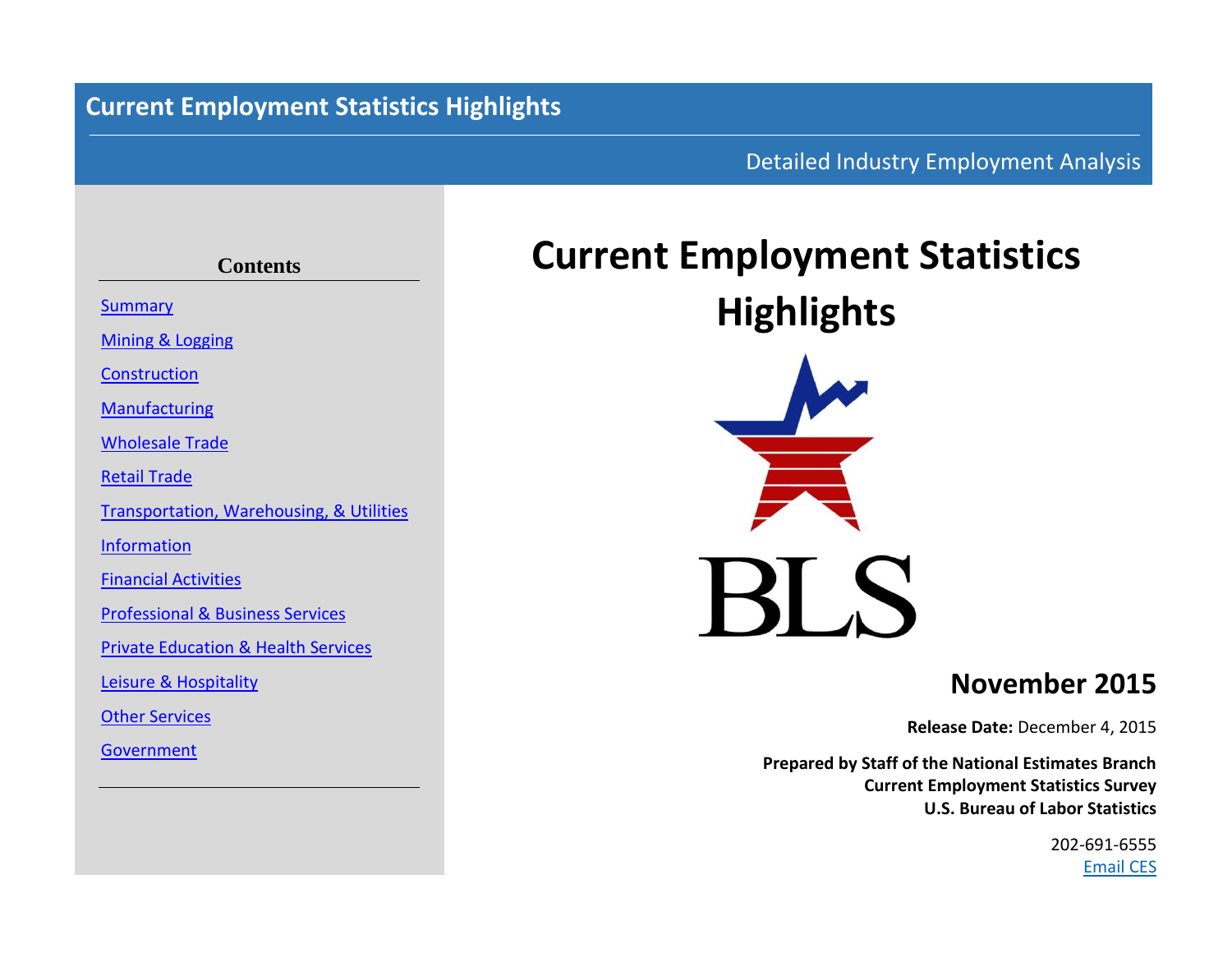# Current Employment Statistics Highlights

Detailed Industry Employment Analysis

**Contents**

- [Summary]
- [Mining & Logging]
- [Construction]
- [Manufacturing]
- [Wholesale Trade]
- [Retail Trade]
- [Transportation, Warehousing, & Utilities]
- [Information]
- [Financial Activities]
- [Professional & Business Services]
- [Private Education & Health Services]
- [Leisure & Hospitality]
- [Other Services]
- [Government]

# Current Employment Statistics Highlights

BLS

## November 2015

**Release Date:** December 4, 2015

**Prepared by Staff of the National Estimates Branch**
**Current Employment Statistics Survey**
**U.S. Bureau of Labor Statistics**

202-691-6555
Email CES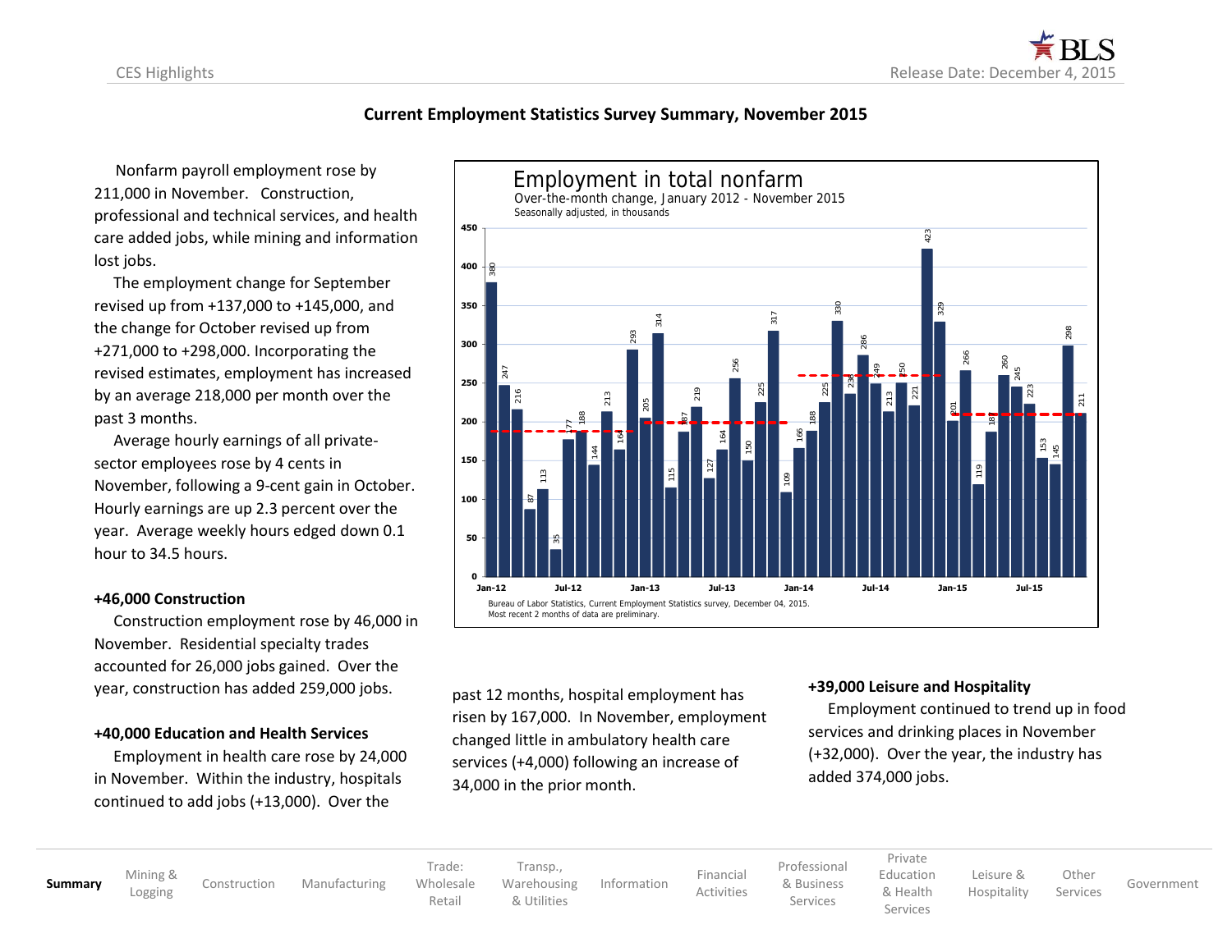## Current Employment Statistics Survey Summary, November 2015

Nonfarm payroll employment rose by 211,000 in November. Construction, professional and technical services, and health care added jobs, while mining and information lost jobs.

The employment change for September revised up from +137,000 to +145,000, and the change for October revised up from +271,000 to +298,000. Incorporating the revised estimates, employment has increased by an average 218,000 per month over the past 3 months.

Average hourly earnings of all private-sector employees rose by 4 cents in November, following a 9-cent gain in October. Hourly earnings are up 2.3 percent over the year. Average weekly hours edged down 0.1 hour to 34.5 hours.

**Employment in total nonfarm**
Over-the-month change, January 2012 - November 2015
Seasonally adjusted, in thousands

Bureau of Labor Statistics, Current Employment Statistics survey, December 04, 2015.
Most recent 2 months of data are preliminary.

### +46,000 Construction

Construction employment rose by 46,000 in November. Residential specialty trades accounted for 26,000 jobs gained. Over the year, construction has added 259,000 jobs.

### +40,000 Education and Health Services

Employment in health care rose by 24,000 in November. Within the industry, hospitals continued to add jobs (+13,000). Over the past 12 months, hospital employment has risen by 167,000. In November, employment changed little in ambulatory health care services (+4,000) following an increase of 34,000 in the prior month.

### +39,000 Leisure and Hospitality

Employment continued to trend up in food services and drinking places in November (+32,000). Over the year, the industry has added 374,000 jobs.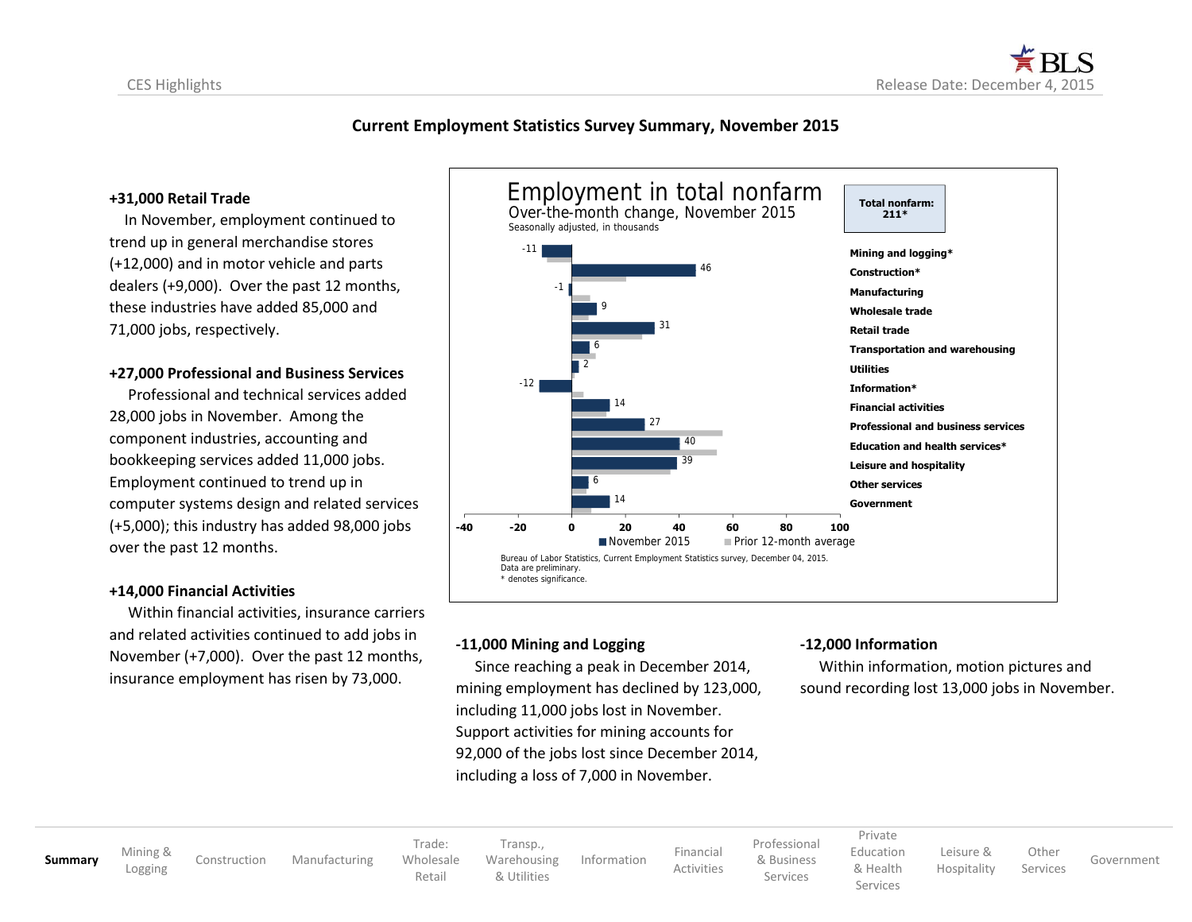# Current Employment Statistics Survey Summary, November 2015

### +31,000 Retail Trade

In November, employment continued to trend up in general merchandise stores (+12,000) and in motor vehicle and parts dealers (+9,000). Over the past 12 months, these industries have added 85,000 and 71,000 jobs, respectively.

### +27,000 Professional and Business Services

Professional and technical services added 28,000 jobs in November. Among the component industries, accounting and bookkeeping services added 11,000 jobs. Employment continued to trend up in computer systems design and related services (+5,000); this industry has added 98,000 jobs over the past 12 months.

### +14,000 Financial Activities

Within financial activities, insurance carriers and related activities continued to add jobs in November (+7,000). Over the past 12 months, insurance employment has risen by 73,000.

**Employment in total nonfarm**
Over-the-month change, November 2015
Seasonally adjusted, in thousands

**Total nonfarm: 211***

| Industry | November 2015 |
|---|---|
| Mining and logging* | -11 |
| Construction* | 46 |
| Manufacturing | -1 |
| Wholesale trade | 9 |
| Retail trade | 31 |
| Transportation and warehousing | 6 |
| Utilities | 2 |
| Information* | -12 |
| Financial activities | 14 |
| Professional and business services | 27 |
| Education and health services* | 40 |
| Leisure and hospitality | 39 |
| Other services | 6 |
| Government | 14 |

Legend: November 2015; Prior 12-month average

Bureau of Labor Statistics, Current Employment Statistics survey, December 04, 2015.
Data are preliminary.
* denotes significance.

### -11,000 Mining and Logging

Since reaching a peak in December 2014, mining employment has declined by 123,000, including 11,000 jobs lost in November. Support activities for mining accounts for 92,000 of the jobs lost since December 2014, including a loss of 7,000 in November.

### -12,000 Information

Within information, motion pictures and sound recording lost 13,000 jobs in November.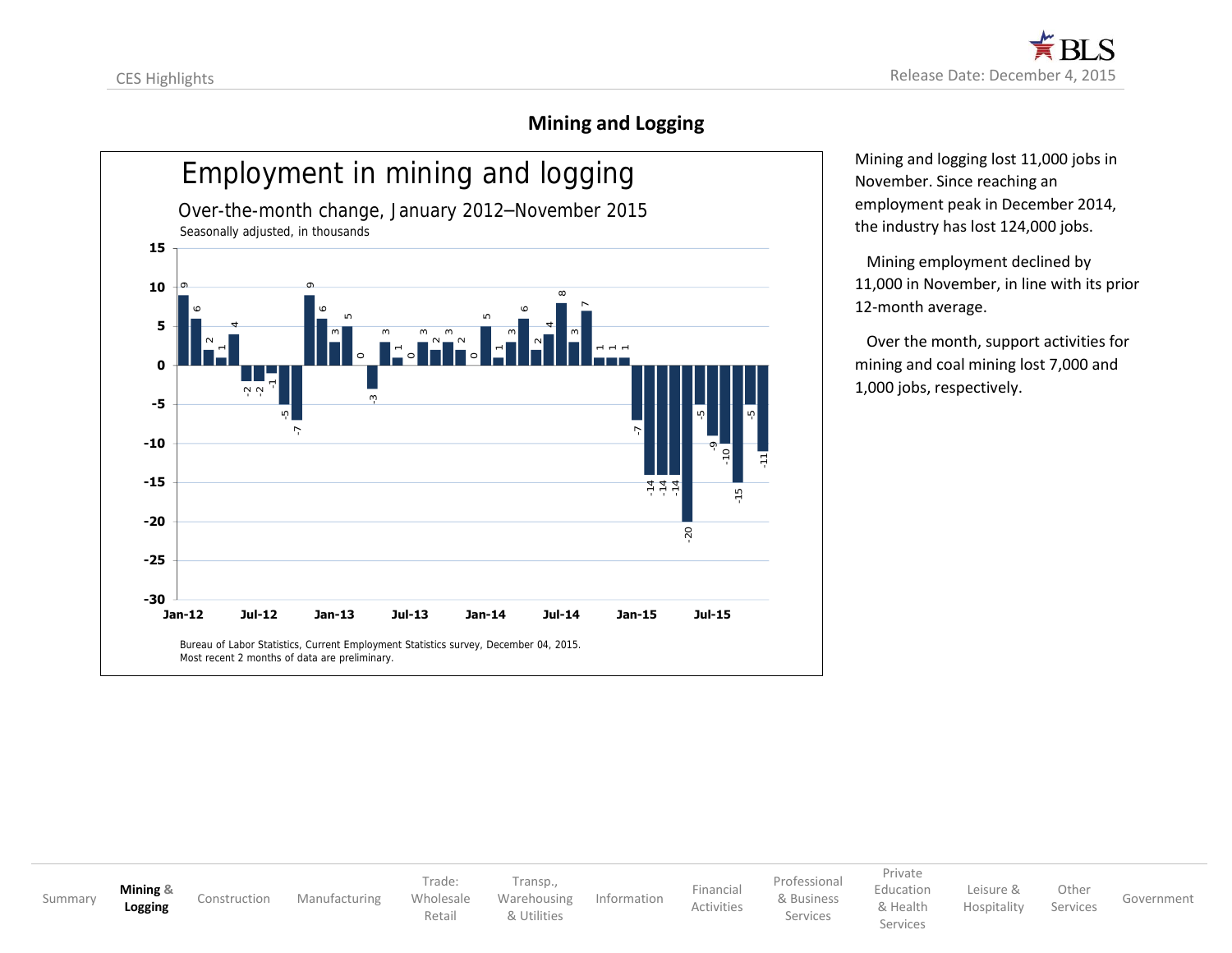## Mining and Logging

**Employment in mining and logging**

Over-the-month change, January 2012–November 2015

Seasonally adjusted, in thousands

| Month | Change |
|---|---|
| Jan-12 | 9 |
| Feb-12 | 6 |
| Mar-12 | 2 |
| Apr-12 | 1 |
| May-12 | 4 |
| Jun-12 | -2 |
| Jul-12 | -2 |
| Aug-12 | -1 |
| Sep-12 | -5 |
| Oct-12 | -7 |
| Nov-12 | 9 |
| Dec-12 | 6 |
| Jan-13 | 3 |
| Feb-13 | 5 |
| Mar-13 | 0 |
| Apr-13 | -3 |
| May-13 | 3 |
| Jun-13 | 1 |
| Jul-13 | 0 |
| Aug-13 | 3 |
| Sep-13 | 2 |
| Oct-13 | 3 |
| Nov-13 | 2 |
| Dec-13 | 0 |
| Jan-14 | 5 |
| Feb-14 | 1 |
| Mar-14 | 3 |
| Apr-14 | 6 |
| May-14 | 2 |
| Jun-14 | 4 |
| Jul-14 | 8 |
| Aug-14 | 3 |
| Sep-14 | 7 |
| Oct-14 | 1 |
| Nov-14 | 1 |
| Dec-14 | 1 |
| Jan-15 | -7 |
| Feb-15 | -14 |
| Mar-15 | -14 |
| Apr-15 | -14 |
| May-15 | -20 |
| Jun-15 | -5 |
| Jul-15 | -9 |
| Aug-15 | -10 |
| Sep-15 | -15 |
| Oct-15 | -5 |
| Nov-15 | -11 |

Bureau of Labor Statistics, Current Employment Statistics survey, December 04, 2015.
Most recent 2 months of data are preliminary.

Mining and logging lost 11,000 jobs in November. Since reaching an employment peak in December 2014, the industry has lost 124,000 jobs.

Mining employment declined by 11,000 in November, in line with its prior 12-month average.

Over the month, support activities for mining and coal mining lost 7,000 and 1,000 jobs, respectively.

Summary | **Mining & Logging** | Construction | Manufacturing | Trade: Wholesale Retail | Transp., Warehousing & Utilities | Information | Financial Activities | Professional & Business Services | Private Education & Health Services | Leisure & Hospitality | Other Services | Government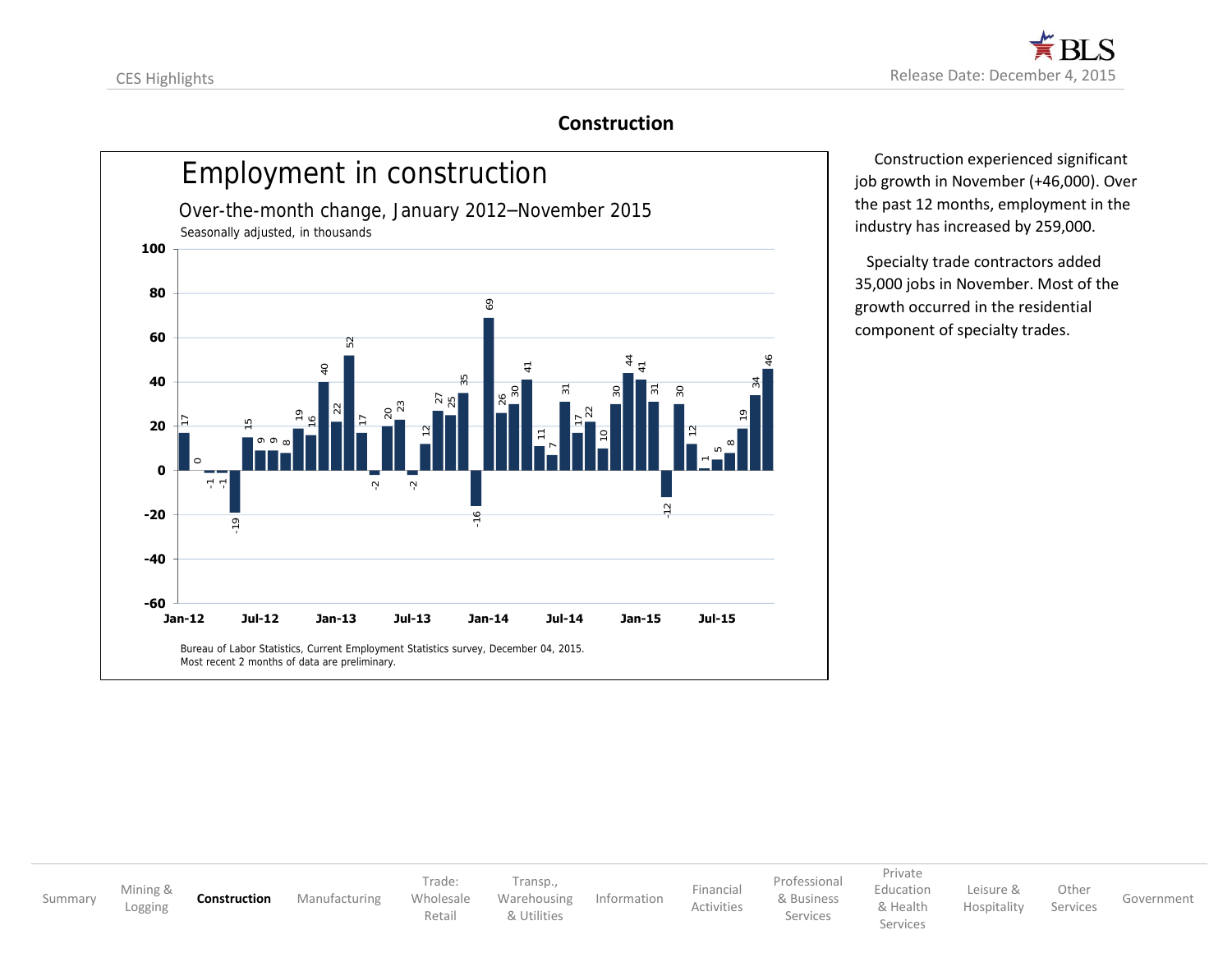## Construction

### Employment in construction

Over-the-month change, January 2012–November 2015

Seasonally adjusted, in thousands

| Month | Change |
|---|---|
| Jan-12 | 17 |
| Feb-12 | 0 |
| Mar-12 | -1 |
| Apr-12 | -1 |
| May-12 | -19 |
| Jun-12 | 15 |
| Jul-12 | 9 |
| Aug-12 | 9 |
| Sep-12 | 8 |
| Oct-12 | 19 |
| Nov-12 | 16 |
| Dec-12 | 40 |
| Jan-13 | 22 |
| Feb-13 | 52 |
| Mar-13 | 17 |
| Apr-13 | -2 |
| May-13 | 20 |
| Jun-13 | 23 |
| Jul-13 | -2 |
| Aug-13 | 12 |
| Sep-13 | 27 |
| Oct-13 | 25 |
| Nov-13 | 35 |
| Dec-13 | -16 |
| Jan-14 | 69 |
| Feb-14 | 26 |
| Mar-14 | 30 |
| Apr-14 | 41 |
| May-14 | 11 |
| Jun-14 | 7 |
| Jul-14 | 31 |
| Aug-14 | 17 |
| Sep-14 | 22 |
| Oct-14 | 10 |
| Nov-14 | 30 |
| Dec-14 | 44 |
| Jan-15 | 41 |
| Feb-15 | 31 |
| Mar-15 | -12 |
| Apr-15 | 30 |
| May-15 | 12 |
| Jun-15 | 1 |
| Jul-15 | 5 |
| Aug-15 | 8 |
| Sep-15 | 19 |
| Oct-15 | 34 |
| Nov-15 | 46 |

Bureau of Labor Statistics, Current Employment Statistics survey, December 04, 2015.
Most recent 2 months of data are preliminary.

Construction experienced significant job growth in November (+46,000). Over the past 12 months, employment in the industry has increased by 259,000.

Specialty trade contractors added 35,000 jobs in November. Most of the growth occurred in the residential component of specialty trades.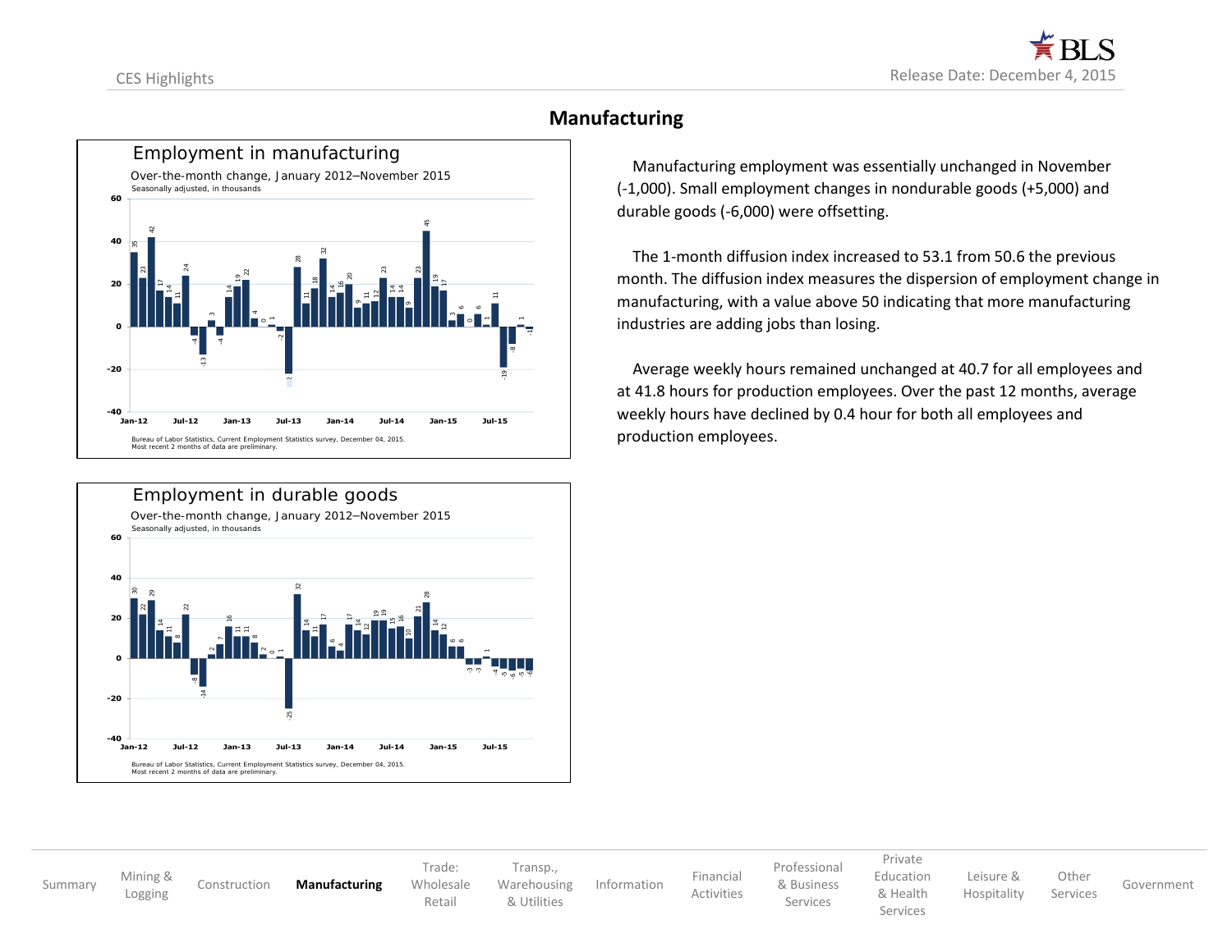## Manufacturing

Employment in manufacturing

Over-the-month change, January 2012–November 2015

Seasonally adjusted, in thousands

Bureau of Labor Statistics, Current Employment Statistics survey, December 04, 2015.
Most recent 2 months of data are preliminary.

Employment in durable goods

Over-the-month change, January 2012–November 2015

Seasonally adjusted, in thousands

Bureau of Labor Statistics, Current Employment Statistics survey, December 04, 2015.
Most recent 2 months of data are preliminary.

Manufacturing employment was essentially unchanged in November (-1,000). Small employment changes in nondurable goods (+5,000) and durable goods (-6,000) were offsetting.

The 1-month diffusion index increased to 53.1 from 50.6 the previous month. The diffusion index measures the dispersion of employment change in manufacturing, with a value above 50 indicating that more manufacturing industries are adding jobs than losing.

Average weekly hours remained unchanged at 40.7 for all employees and at 41.8 hours for production employees. Over the past 12 months, average weekly hours have declined by 0.4 hour for both all employees and production employees.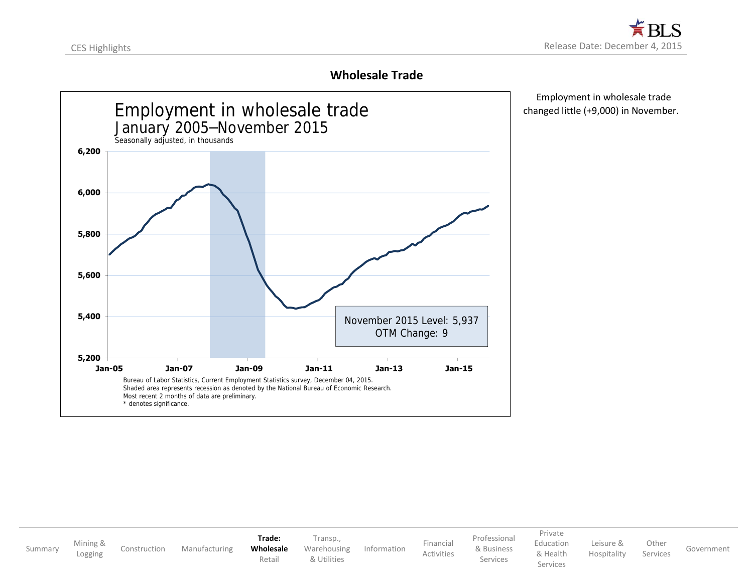## Wholesale Trade

Employment in wholesale trade changed little (+9,000) in November.

**Employment in wholesale trade**
**January 2005–November 2015**
Seasonally adjusted, in thousands

November 2015 Level: 5,937
OTM Change: 9

Bureau of Labor Statistics, Current Employment Statistics survey, December 04, 2015.
Shaded area represents recession as denoted by the National Bureau of Economic Research.
Most recent 2 months of data are preliminary.
* denotes significance.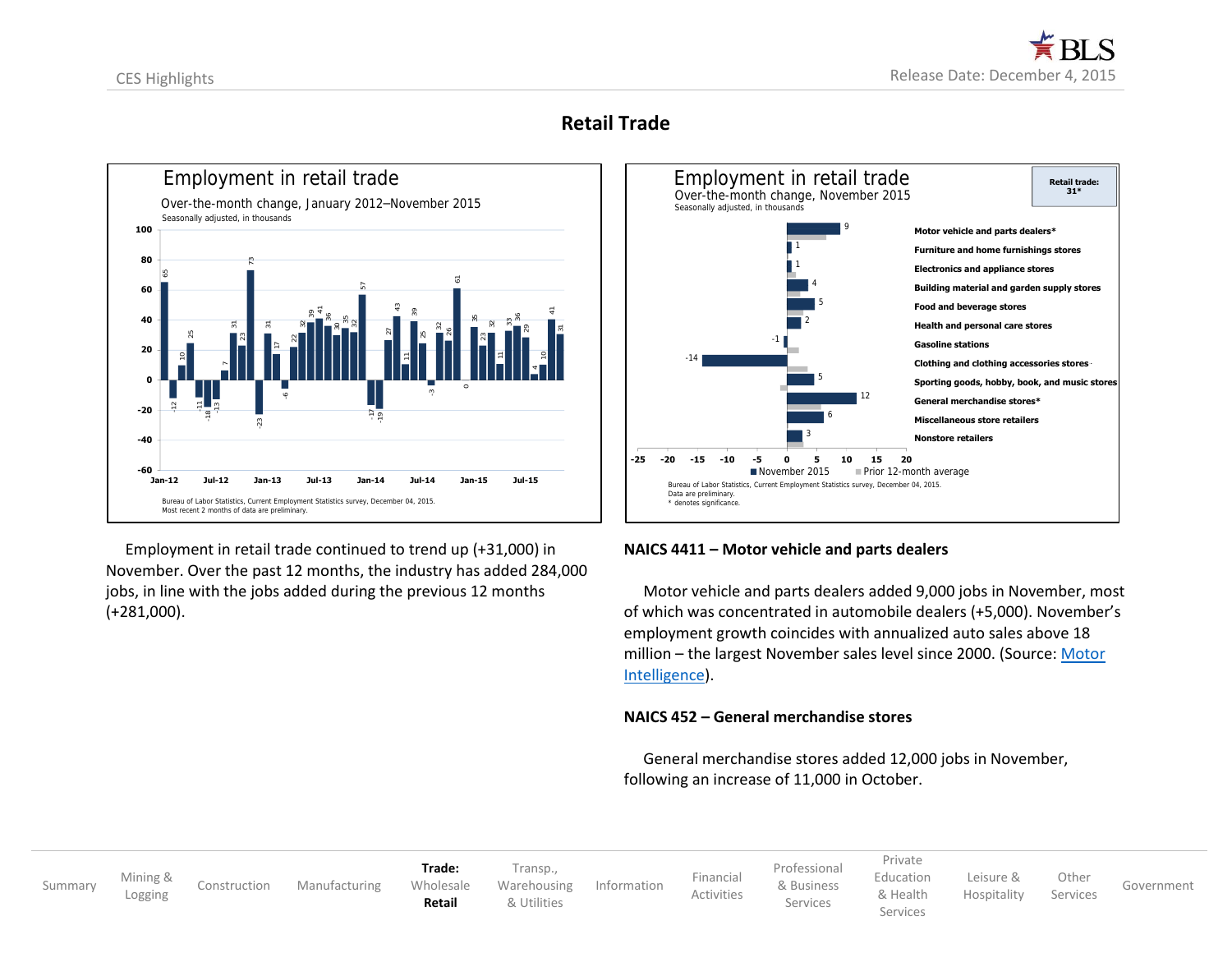# Retail Trade

**Employment in retail trade**

Over-the-month change, January 2012–November 2015

Seasonally adjusted, in thousands

Bureau of Labor Statistics, Current Employment Statistics survey, December 04, 2015.
Most recent 2 months of data are preliminary.

**Employment in retail trade**

Over-the-month change, November 2015

Seasonally adjusted, in thousands

Retail trade: 31*

| Industry | November 2015 |
|---|---|
| Motor vehicle and parts dealers* | 9 |
| Furniture and home furnishings stores | 1 |
| Electronics and appliance stores | 1 |
| Building material and garden supply stores | 4 |
| Food and beverage stores | 5 |
| Health and personal care stores | 2 |
| Gasoline stations | -1 |
| Clothing and clothing accessories stores | -14 |
| Sporting goods, hobby, book, and music stores | 5 |
| General merchandise stores* | 12 |
| Miscellaneous store retailers | 6 |
| Nonstore retailers | 3 |

Bureau of Labor Statistics, Current Employment Statistics survey, December 04, 2015.
Data are preliminary.
* denotes significance.

Employment in retail trade continued to trend up (+31,000) in November. Over the past 12 months, the industry has added 284,000 jobs, in line with the jobs added during the previous 12 months (+281,000).

## NAICS 4411 – Motor vehicle and parts dealers

Motor vehicle and parts dealers added 9,000 jobs in November, most of which was concentrated in automobile dealers (+5,000). November's employment growth coincides with annualized auto sales above 18 million – the largest November sales level since 2000. (Source: Motor Intelligence).

## NAICS 452 – General merchandise stores

General merchandise stores added 12,000 jobs in November, following an increase of 11,000 in October.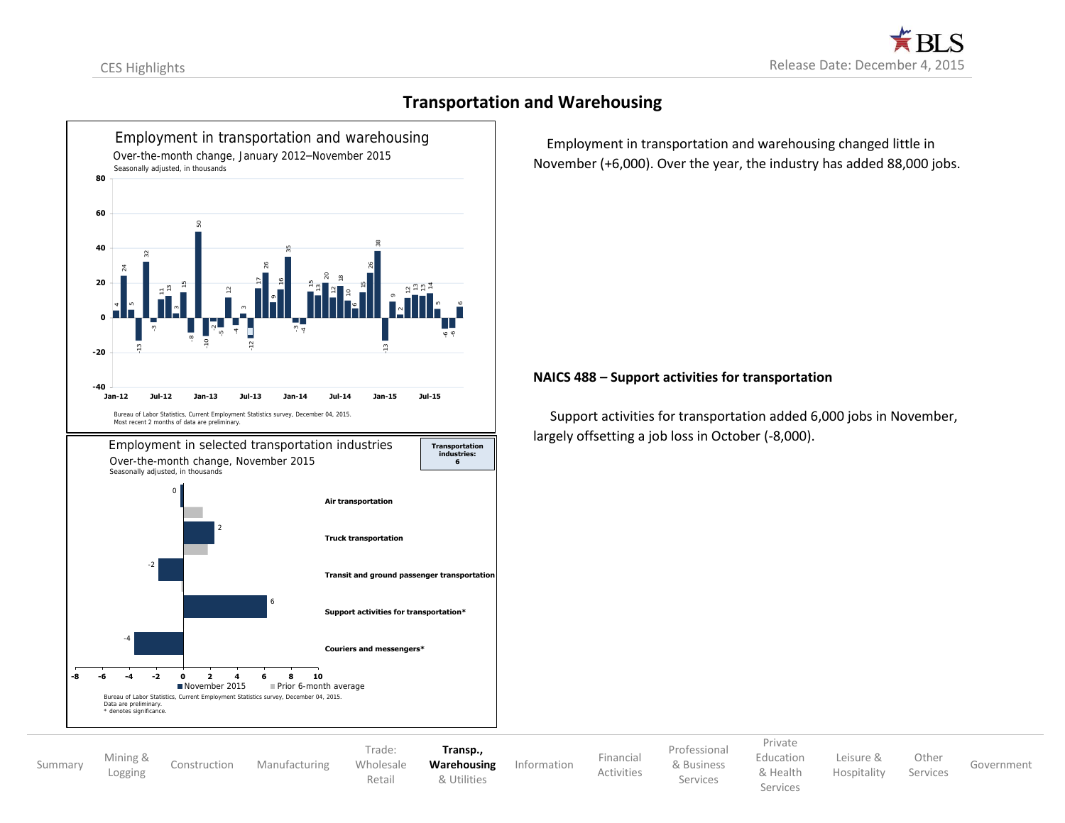## Transportation and Warehousing

**Employment in transportation and warehousing**

Over-the-month change, January 2012–November 2015

Seasonally adjusted, in thousands

Bureau of Labor Statistics, Current Employment Statistics survey, December 04, 2015.
Most recent 2 months of data are preliminary.

**Employment in selected transportation industries**

Over-the-month change, November 2015

Seasonally adjusted, in thousands

Transportation industries: 6

| Industry | November 2015 |
| --- | --- |
| Air transportation | 0 |
| Truck transportation | 2 |
| Transit and ground passenger transportation | -2 |
| Support activities for transportation* | 6 |
| Couriers and messengers* | -4 |

Bureau of Labor Statistics, Current Employment Statistics survey, December 04, 2015.
Data are preliminary.
* denotes significance.

Employment in transportation and warehousing changed little in November (+6,000). Over the year, the industry has added 88,000 jobs.

### NAICS 488 – Support activities for transportation

Support activities for transportation added 6,000 jobs in November, largely offsetting a job loss in October (-8,000).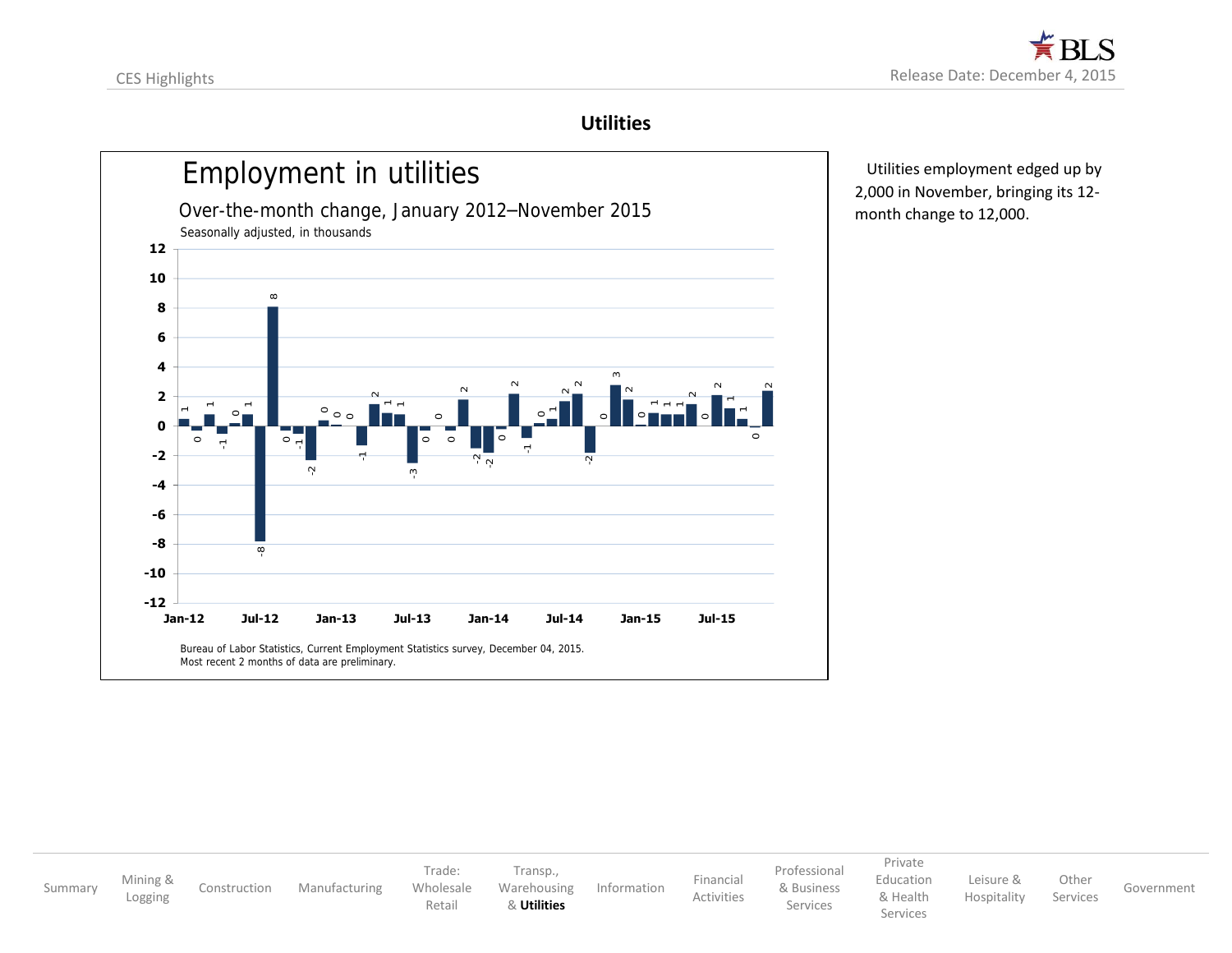## Utilities

**Employment in utilities**

Over-the-month change, January 2012–November 2015

Seasonally adjusted, in thousands

Bureau of Labor Statistics, Current Employment Statistics survey, December 04, 2015.
Most recent 2 months of data are preliminary.

Utilities employment edged up by 2,000 in November, bringing its 12-month change to 12,000.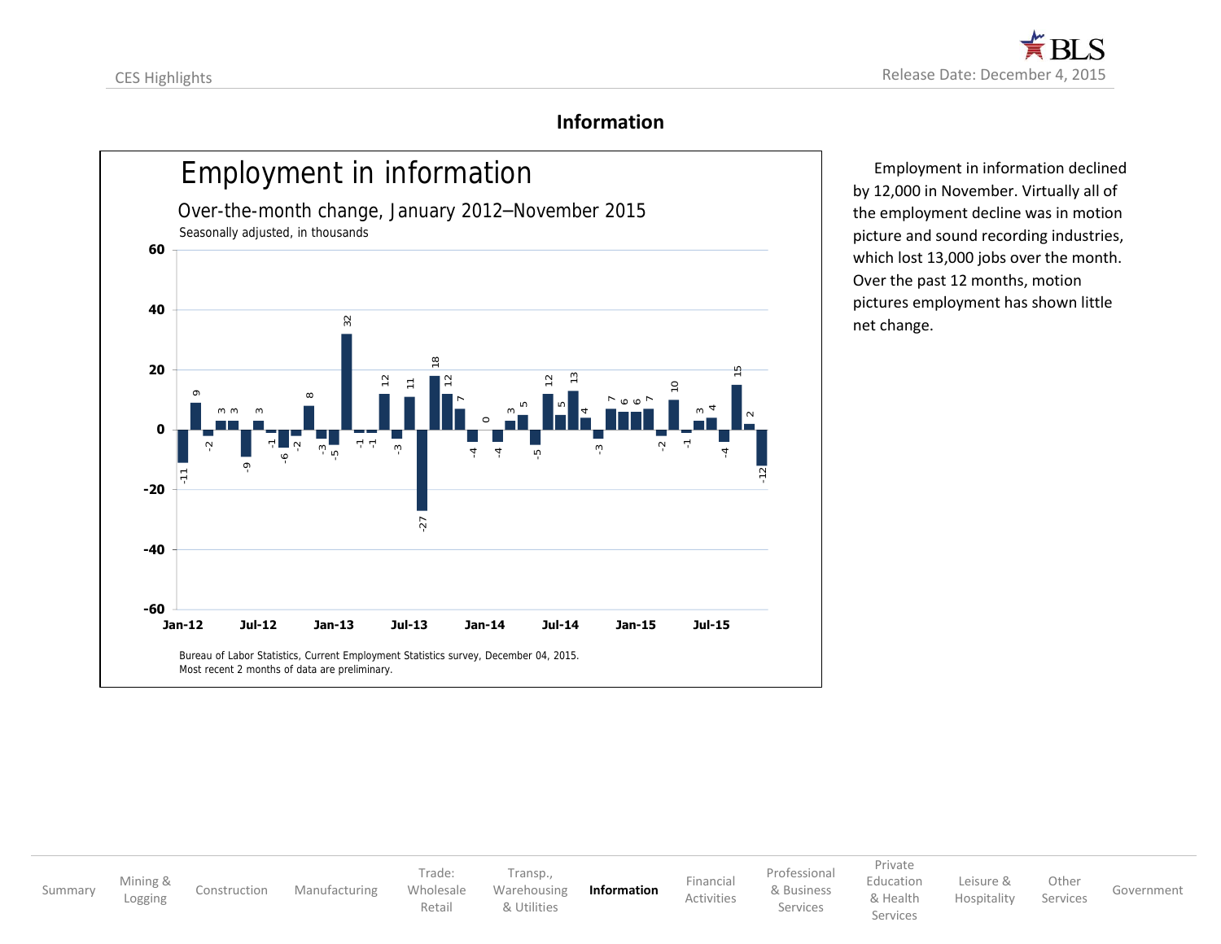## Information

Employment in information declined by 12,000 in November. Virtually all of the employment decline was in motion picture and sound recording industries, which lost 13,000 jobs over the month. Over the past 12 months, motion pictures employment has shown little net change.

### Employment in information

Over-the-month change, January 2012–November 2015

Seasonally adjusted, in thousands

| Month | Change |
|---|---|
| Jan-12 | -11 |
| Feb-12 | 9 |
| Mar-12 | -2 |
| Apr-12 | 3 |
| May-12 | 3 |
| Jun-12 | -9 |
| Jul-12 | 3 |
| Aug-12 | -1 |
| Sep-12 | -6 |
| Oct-12 | -2 |
| Nov-12 | 8 |
| Dec-12 | -3 |
| Jan-13 | -5 |
| Feb-13 | 32 |
| Mar-13 | -1 |
| Apr-13 | -1 |
| May-13 | 12 |
| Jun-13 | -3 |
| Jul-13 | 11 |
| Aug-13 | -27 |
| Sep-13 | 18 |
| Oct-13 | 12 |
| Nov-13 | 7 |
| Dec-13 | -4 |
| Jan-14 | 0 |
| Feb-14 | -4 |
| Mar-14 | 3 |
| Apr-14 | 5 |
| May-14 | -5 |
| Jun-14 | 12 |
| Jul-14 | 5 |
| Aug-14 | 13 |
| Sep-14 | 4 |
| Oct-14 | -3 |
| Nov-14 | 7 |
| Dec-14 | 6 |
| Jan-15 | 6 |
| Feb-15 | 7 |
| Mar-15 | -2 |
| Apr-15 | 10 |
| May-15 | -1 |
| Jun-15 | 3 |
| Jul-15 | 4 |
| Aug-15 | -4 |
| Sep-15 | 15 |
| Oct-15 | 2 |
| Nov-15 | -12 |

Bureau of Labor Statistics, Current Employment Statistics survey, December 04, 2015.
Most recent 2 months of data are preliminary.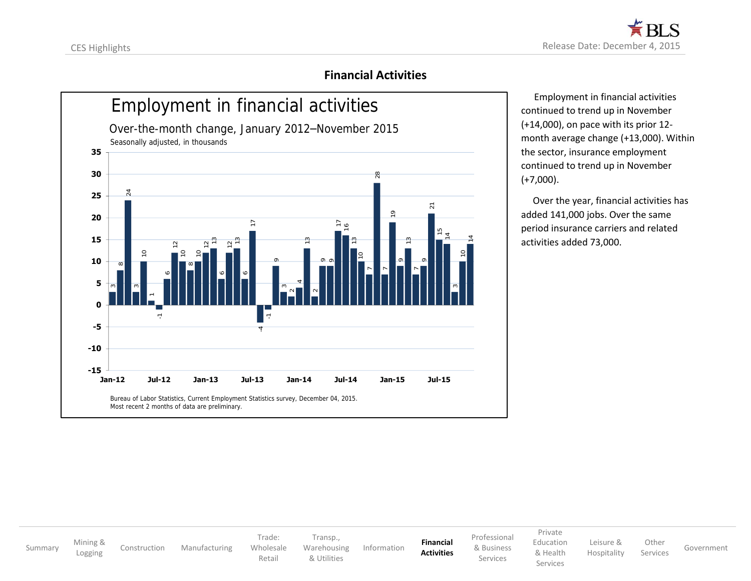## Financial Activities

**Employment in financial activities**

Over-the-month change, January 2012–November 2015

Seasonally adjusted, in thousands

| Month | Change |
|---|---|
| Jan-12 | 3 |
| Feb-12 | 8 |
| Mar-12 | 24 |
| Apr-12 | 3 |
| May-12 | 10 |
| Jun-12 | 1 |
| Jul-12 | -1 |
| Aug-12 | 6 |
| Sep-12 | 12 |
| Oct-12 | 10 |
| Nov-12 | 8 |
| Dec-12 | 10 |
| Jan-13 | 12 |
| Feb-13 | 13 |
| Mar-13 | 6 |
| Apr-13 | 12 |
| May-13 | 13 |
| Jun-13 | 6 |
| Jul-13 | 17 |
| Aug-13 | -4 |
| Sep-13 | -1 |
| Oct-13 | 9 |
| Nov-13 | 3 |
| Dec-13 | 2 |
| Jan-14 | 4 |
| Feb-14 | 13 |
| Mar-14 | 2 |
| Apr-14 | 9 |
| May-14 | 9 |
| Jun-14 | 17 |
| Jul-14 | 16 |
| Aug-14 | 13 |
| Sep-14 | 10 |
| Oct-14 | 7 |
| Nov-14 | 28 |
| Dec-14 | 7 |
| Jan-15 | 19 |
| Feb-15 | 9 |
| Mar-15 | 13 |
| Apr-15 | 7 |
| May-15 | 9 |
| Jun-15 | 21 |
| Jul-15 | 15 |
| Aug-15 | 14 |
| Sep-15 | 3 |
| Oct-15 | 10 |
| Nov-15 | 14 |

Bureau of Labor Statistics, Current Employment Statistics survey, December 04, 2015.
Most recent 2 months of data are preliminary.

Employment in financial activities continued to trend up in November (+14,000), on pace with its prior 12-month average change (+13,000). Within the sector, insurance employment continued to trend up in November (+7,000).

Over the year, financial activities has added 141,000 jobs. Over the same period insurance carriers and related activities added 73,000.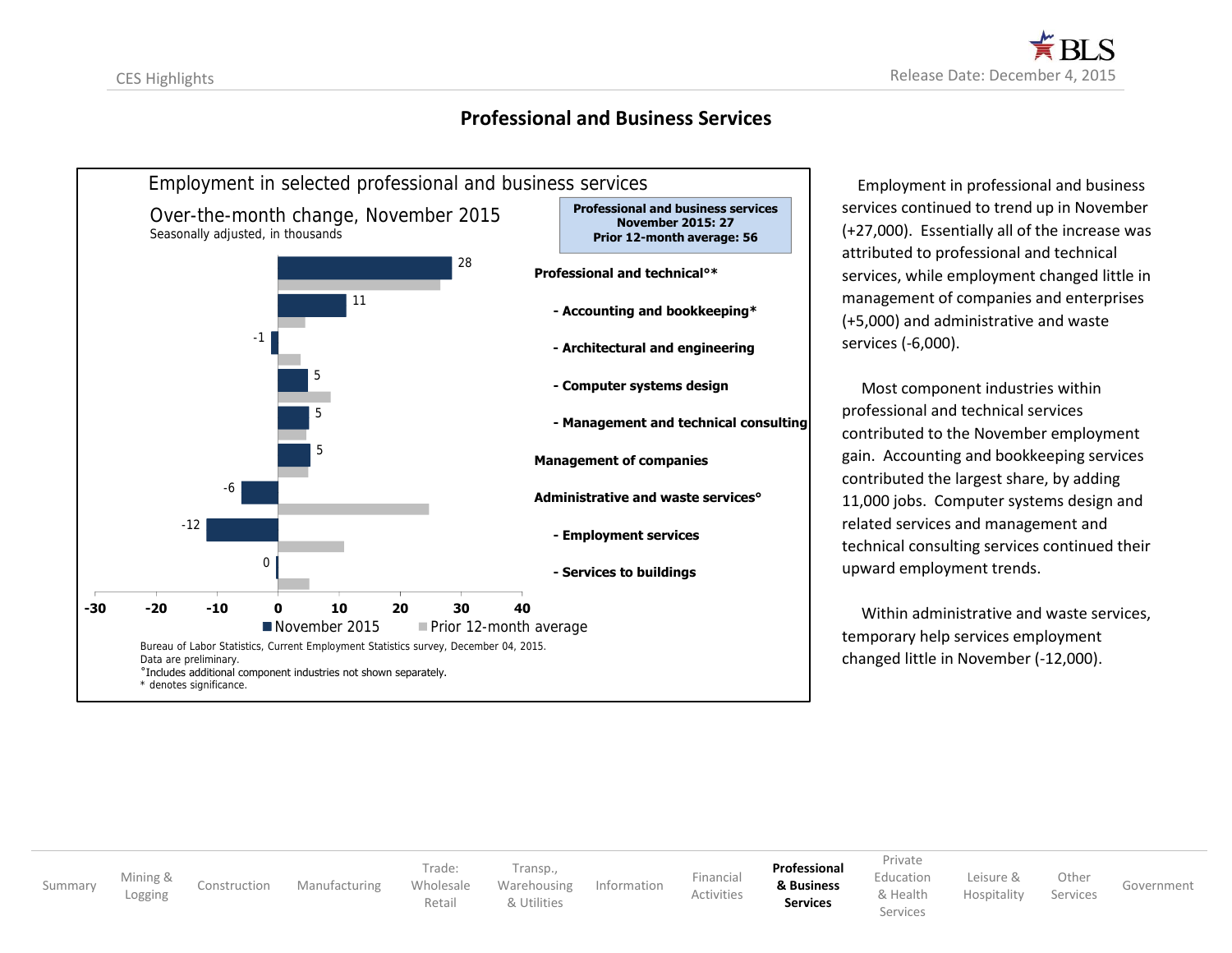## Professional and Business Services

**Employment in selected professional and business services**

**Over-the-month change, November 2015**

Seasonally adjusted, in thousands

**Professional and business services**
**November 2015: 27**
**Prior 12-month average: 56**

| Industry | November 2015 |
| --- | --- |
| **Professional and technical°*** | 28 |
| **- Accounting and bookkeeping*** | 11 |
| **- Architectural and engineering** | -1 |
| **- Computer systems design** | 5 |
| **- Management and technical consulting** | 5 |
| **Management of companies** | 5 |
| **Administrative and waste services°** | -6 |
| **- Employment services** | -12 |
| **- Services to buildings** | 0 |

Bureau of Labor Statistics, Current Employment Statistics survey, December 04, 2015.
Data are preliminary.
°Includes additional component industries not shown separately.
* denotes significance.

Employment in professional and business services continued to trend up in November (+27,000). Essentially all of the increase was attributed to professional and technical services, while employment changed little in management of companies and enterprises (+5,000) and administrative and waste services (-6,000).

Most component industries within professional and technical services contributed to the November employment gain. Accounting and bookkeeping services contributed the largest share, by adding 11,000 jobs. Computer systems design and related services and management and technical consulting services continued their upward employment trends.

Within administrative and waste services, temporary help services employment changed little in November (-12,000).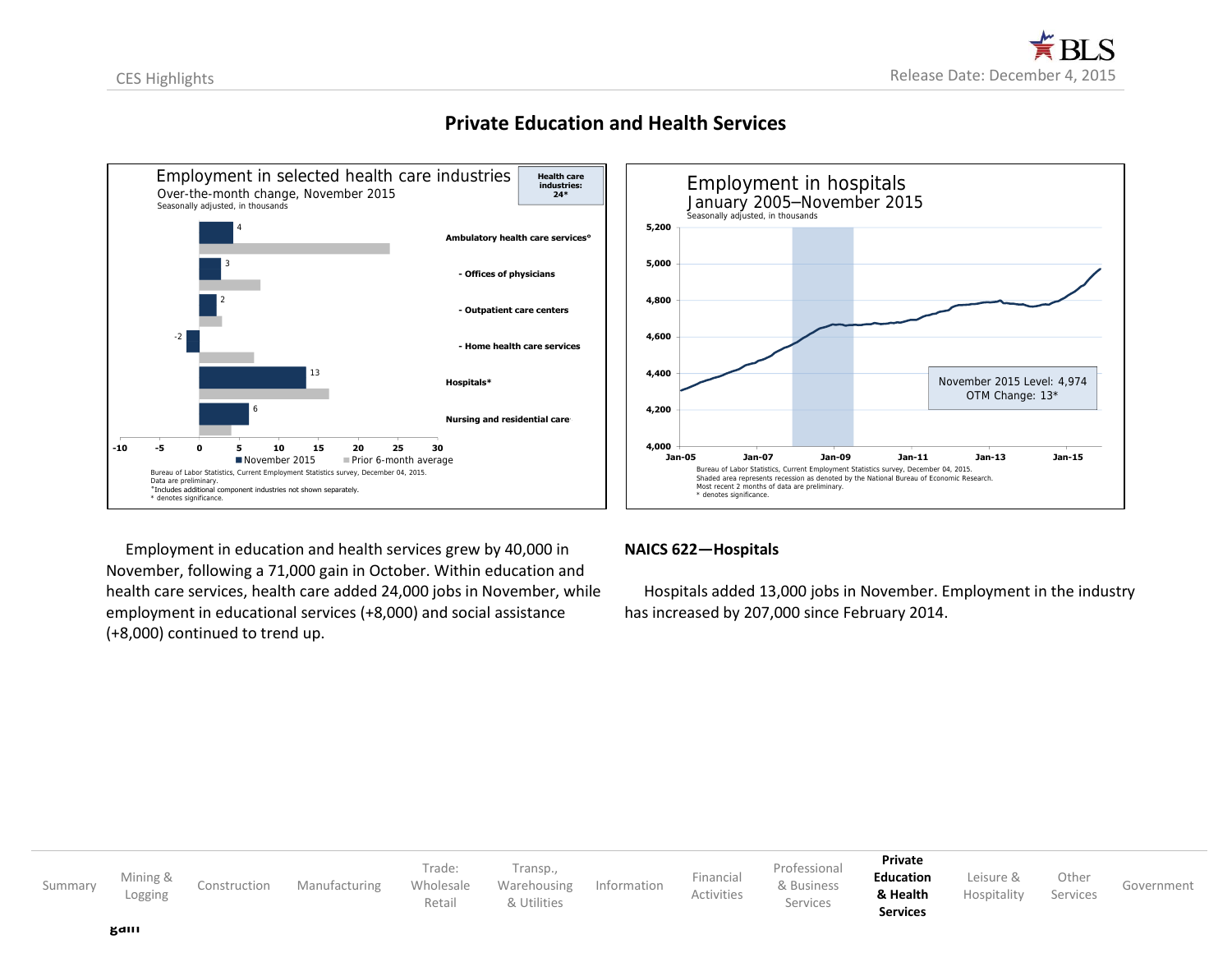# Private Education and Health Services

**Employment in selected health care industries**
Over-the-month change, November 2015
Seasonally adjusted, in thousands

Health care industries: 24*

| Industry | November 2015 |
|---|---|
| Ambulatory health care services° | 4 |
| - Offices of physicians | 3 |
| - Outpatient care centers | 2 |
| - Home health care services | -2 |
| Hospitals* | 13 |
| Nursing and residential care | 6 |

Bureau of Labor Statistics, Current Employment Statistics survey, December 04, 2015.
Data are preliminary.
°Includes additional component industries not shown separately.
* denotes significance.

**Employment in hospitals**
January 2005–November 2015
Seasonally adjusted, in thousands

November 2015 Level: 4,974
OTM Change: 13*

Bureau of Labor Statistics, Current Employment Statistics survey, December 04, 2015.
Shaded area represents recession as denoted by the National Bureau of Economic Research.
Most recent 2 months of data are preliminary.
* denotes significance.

Employment in education and health services grew by 40,000 in November, following a 71,000 gain in October. Within education and health care services, health care added 24,000 jobs in November, while employment in educational services (+8,000) and social assistance (+8,000) continued to trend up.

**NAICS 622—Hospitals**

Hospitals added 13,000 jobs in November. Employment in the industry has increased by 207,000 since February 2014.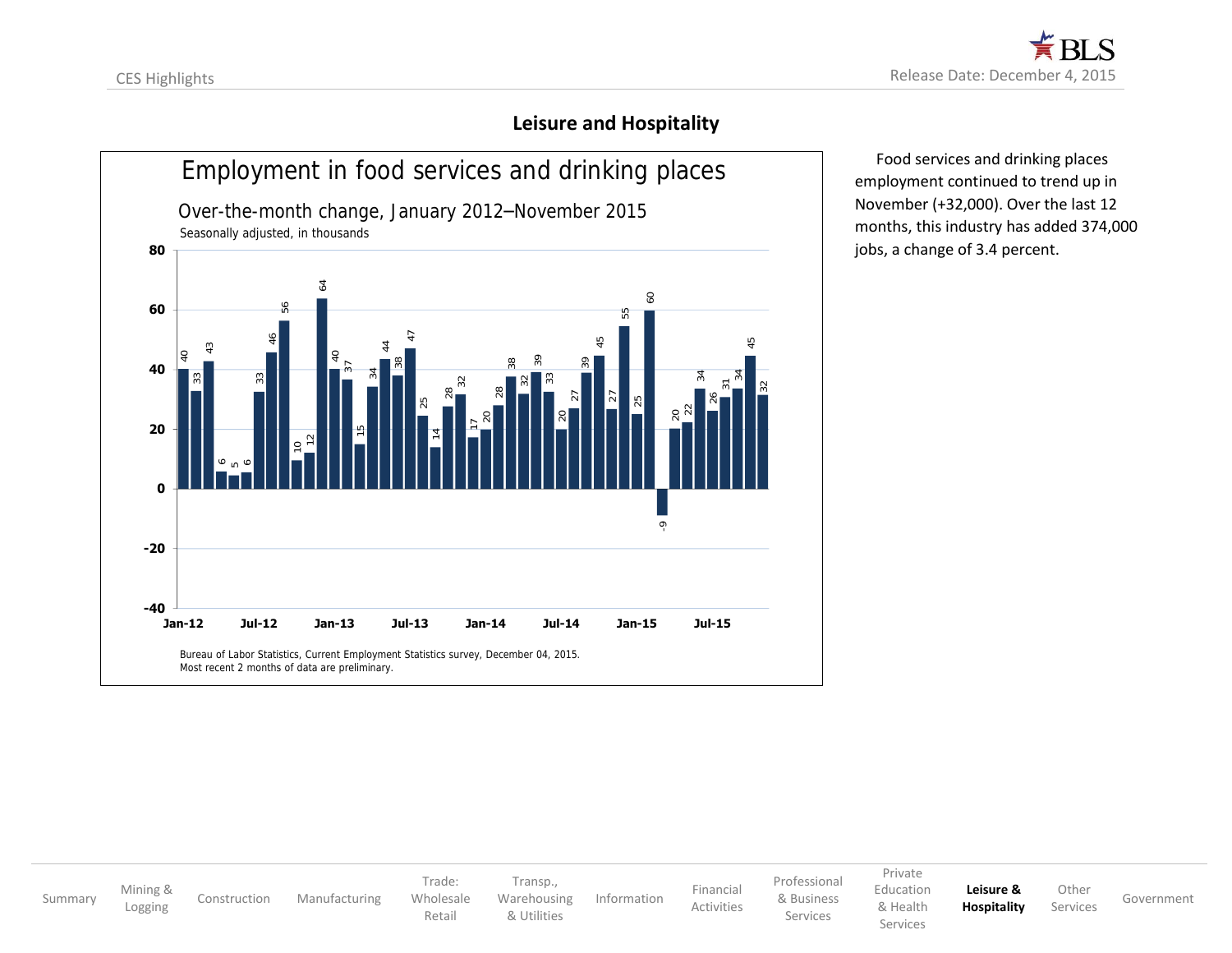## Leisure and Hospitality

**Employment in food services and drinking places**

Over-the-month change, January 2012–November 2015

Seasonally adjusted, in thousands

| Month | Change |
|---|---|
| Jan-12 | 40 |
| Feb-12 | 33 |
| Mar-12 | 43 |
| Apr-12 | 6 |
| May-12 | 5 |
| Jun-12 | 6 |
| Jul-12 | 33 |
| Aug-12 | 46 |
| Sep-12 | 56 |
| Oct-12 | 10 |
| Nov-12 | 12 |
| Dec-12 | 64 |
| Jan-13 | 40 |
| Feb-13 | 37 |
| Mar-13 | 15 |
| Apr-13 | 34 |
| May-13 | 44 |
| Jun-13 | 38 |
| Jul-13 | 47 |
| Aug-13 | 25 |
| Sep-13 | 14 |
| Oct-13 | 28 |
| Nov-13 | 32 |
| Dec-13 | 17 |
| Jan-14 | 20 |
| Feb-14 | 28 |
| Mar-14 | 38 |
| Apr-14 | 32 |
| May-14 | 39 |
| Jun-14 | 33 |
| Jul-14 | 20 |
| Aug-14 | 27 |
| Sep-14 | 39 |
| Oct-14 | 45 |
| Nov-14 | 27 |
| Dec-14 | 55 |
| Jan-15 | 25 |
| Feb-15 | 60 |
| Mar-15 | -9 |
| Apr-15 | 20 |
| May-15 | 22 |
| Jun-15 | 34 |
| Jul-15 | 26 |
| Aug-15 | 31 |
| Sep-15 | 34 |
| Oct-15 | 45 |
| Nov-15 | 32 |

Bureau of Labor Statistics, Current Employment Statistics survey, December 04, 2015.
Most recent 2 months of data are preliminary.

Food services and drinking places employment continued to trend up in November (+32,000). Over the last 12 months, this industry has added 374,000 jobs, a change of 3.4 percent.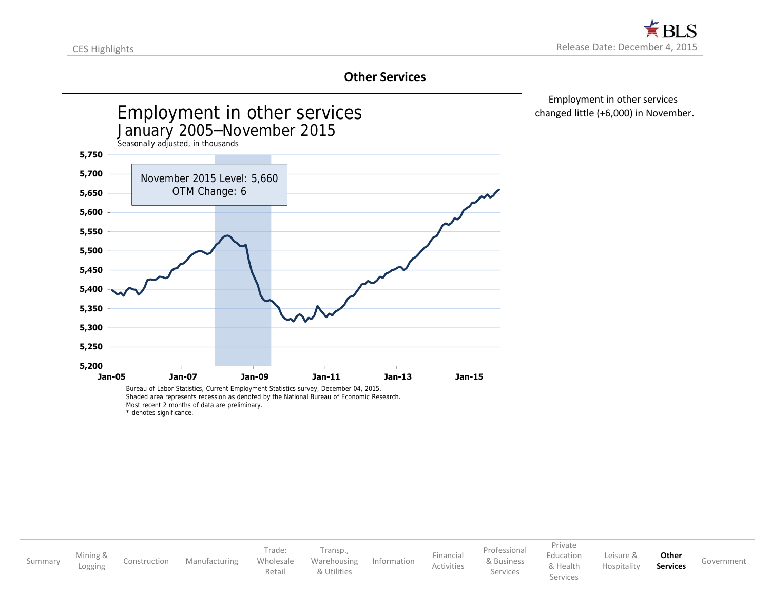## Other Services

Employment in other services
January 2005–November 2015
Seasonally adjusted, in thousands

November 2015 Level: 5,660
OTM Change: 6

Bureau of Labor Statistics, Current Employment Statistics survey, December 04, 2015.
Shaded area represents recession as denoted by the National Bureau of Economic Research.
Most recent 2 months of data are preliminary.
* denotes significance.

Employment in other services changed little (+6,000) in November.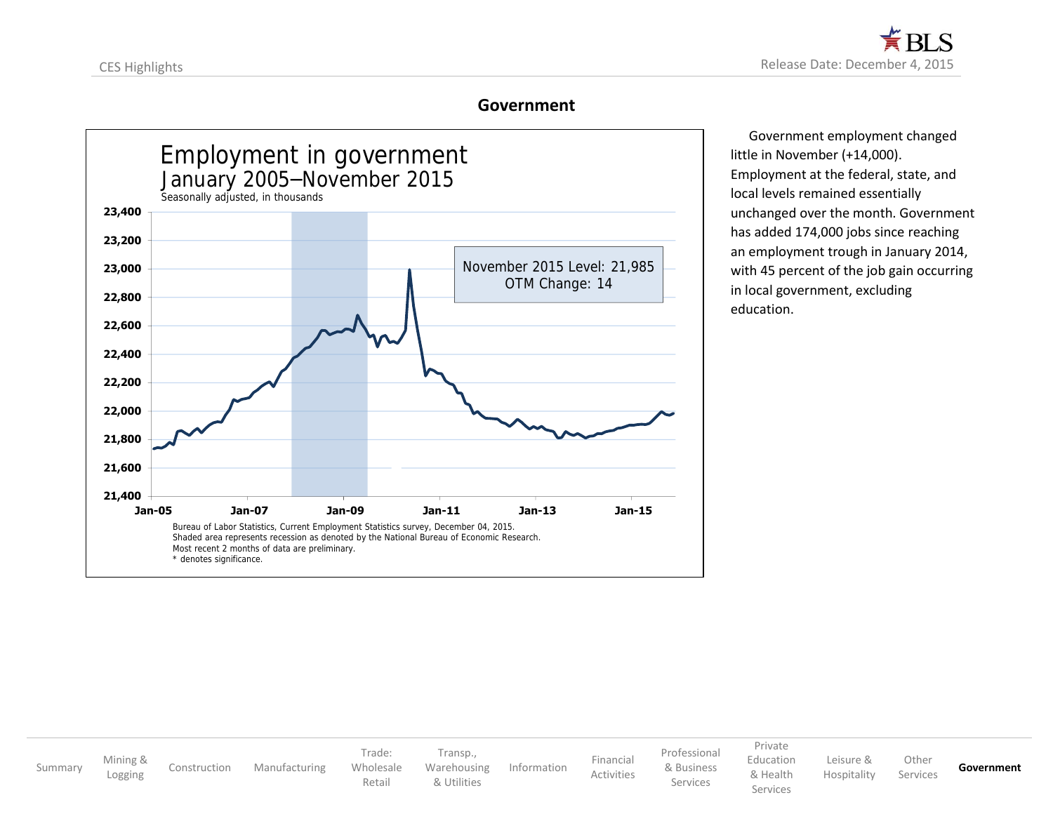## Government

Government employment changed little in November (+14,000). Employment at the federal, state, and local levels remained essentially unchanged over the month. Government has added 174,000 jobs since reaching an employment trough in January 2014, with 45 percent of the job gain occurring in local government, excluding education.

**Employment in government**
**January 2005–November 2015**
Seasonally adjusted, in thousands

November 2015 Level: 21,985
OTM Change: 14

Bureau of Labor Statistics, Current Employment Statistics survey, December 04, 2015.
Shaded area represents recession as denoted by the National Bureau of Economic Research.
Most recent 2 months of data are preliminary.
* denotes significance.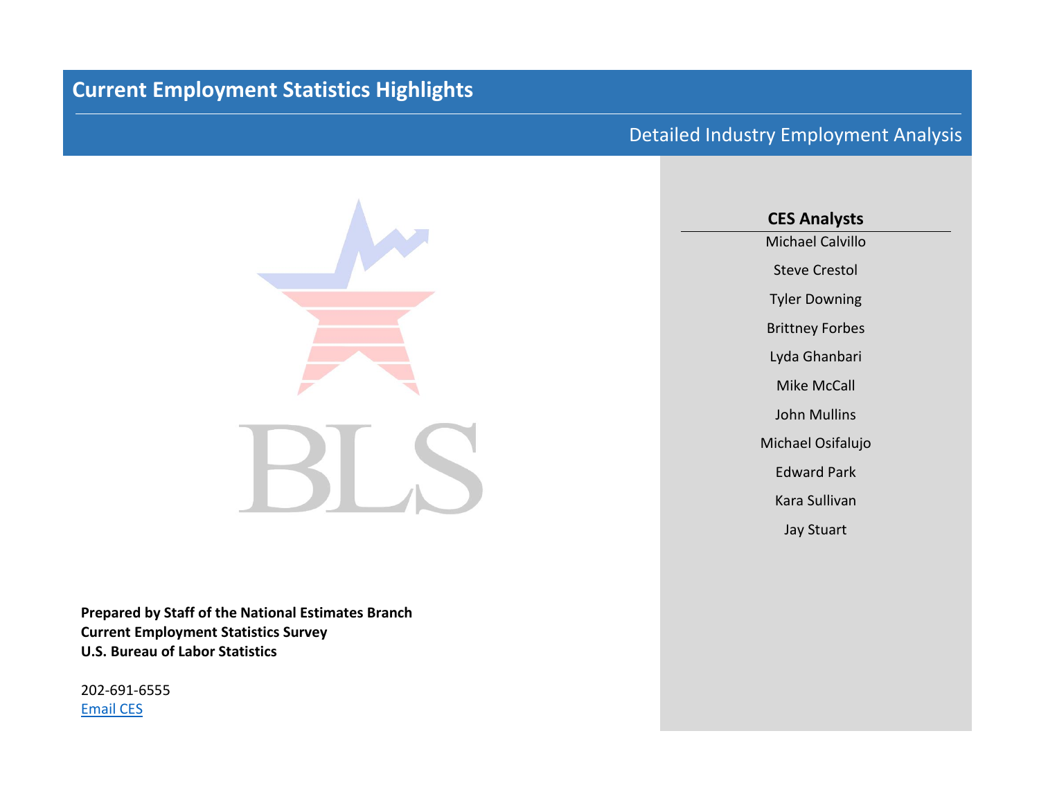# Current Employment Statistics Highlights

## Detailed Industry Employment Analysis

**CES Analysts**

Michael Calvillo

Steve Crestol

Tyler Downing

Brittney Forbes

Lyda Ghanbari

Mike McCall

John Mullins

Michael Osifalujo

Edward Park

Kara Sullivan

Jay Stuart

**Prepared by Staff of the National Estimates Branch**
**Current Employment Statistics Survey**
**U.S. Bureau of Labor Statistics**

202-691-6555
[Email CES]